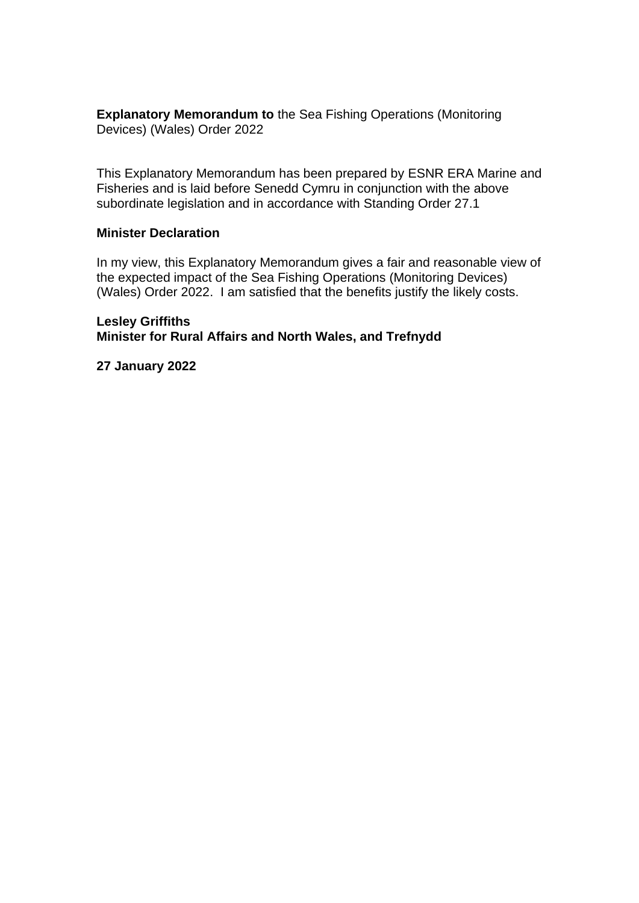**Explanatory Memorandum to** the Sea Fishing Operations (Monitoring Devices) (Wales) Order 2022

This Explanatory Memorandum has been prepared by ESNR ERA Marine and Fisheries and is laid before Senedd Cymru in conjunction with the above subordinate legislation and in accordance with Standing Order 27.1

**Minister Declaration**

In my view, this Explanatory Memorandum gives a fair and reasonable view of the expected impact of the Sea Fishing Operations (Monitoring Devices) (Wales) Order 2022. I am satisfied that the benefits justify the likely costs.

**Lesley Griffiths**
**Minister for Rural Affairs and North Wales, and Trefnydd**

**27 January 2022**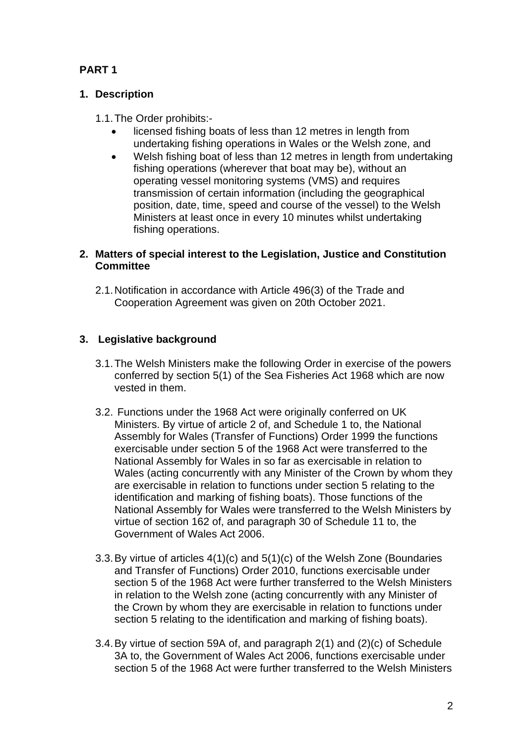## PART 1

### 1. Description

1.1. The Order prohibits:-

- licensed fishing boats of less than 12 metres in length from undertaking fishing operations in Wales or the Welsh zone, and
- Welsh fishing boat of less than 12 metres in length from undertaking fishing operations (wherever that boat may be), without an operating vessel monitoring systems (VMS) and requires transmission of certain information (including the geographical position, date, time, speed and course of the vessel) to the Welsh Ministers at least once in every 10 minutes whilst undertaking fishing operations.

### 2. Matters of special interest to the Legislation, Justice and Constitution Committee

2.1. Notification in accordance with Article 496(3) of the Trade and Cooperation Agreement was given on 20th October 2021.

### 3. Legislative background

3.1. The Welsh Ministers make the following Order in exercise of the powers conferred by section 5(1) of the Sea Fisheries Act 1968 which are now vested in them.

3.2. Functions under the 1968 Act were originally conferred on UK Ministers. By virtue of article 2 of, and Schedule 1 to, the National Assembly for Wales (Transfer of Functions) Order 1999 the functions exercisable under section 5 of the 1968 Act were transferred to the National Assembly for Wales in so far as exercisable in relation to Wales (acting concurrently with any Minister of the Crown by whom they are exercisable in relation to functions under section 5 relating to the identification and marking of fishing boats). Those functions of the National Assembly for Wales were transferred to the Welsh Ministers by virtue of section 162 of, and paragraph 30 of Schedule 11 to, the Government of Wales Act 2006.

3.3. By virtue of articles 4(1)(c) and 5(1)(c) of the Welsh Zone (Boundaries and Transfer of Functions) Order 2010, functions exercisable under section 5 of the 1968 Act were further transferred to the Welsh Ministers in relation to the Welsh zone (acting concurrently with any Minister of the Crown by whom they are exercisable in relation to functions under section 5 relating to the identification and marking of fishing boats).

3.4. By virtue of section 59A of, and paragraph 2(1) and (2)(c) of Schedule 3A to, the Government of Wales Act 2006, functions exercisable under section 5 of the 1968 Act were further transferred to the Welsh Ministers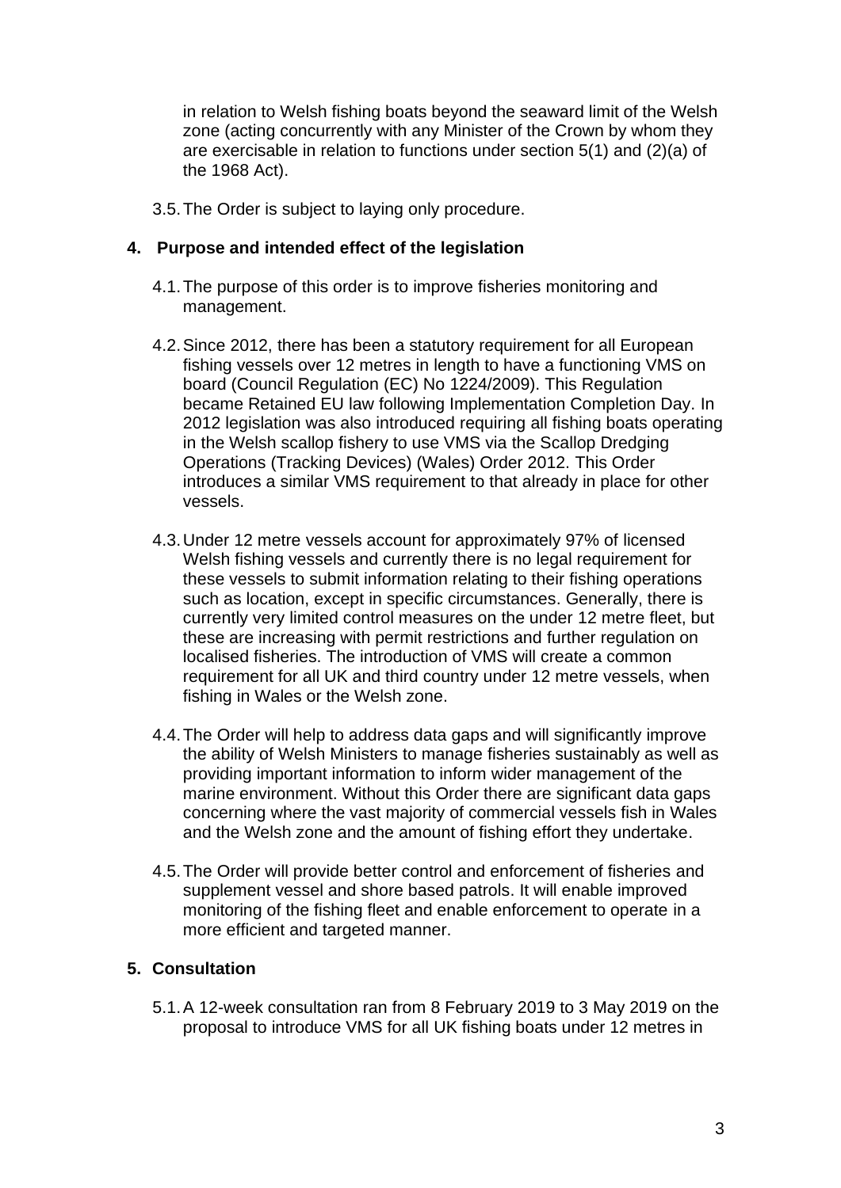in relation to Welsh fishing boats beyond the seaward limit of the Welsh zone (acting concurrently with any Minister of the Crown by whom they are exercisable in relation to functions under section 5(1) and (2)(a) of the 1968 Act).

3.5. The Order is subject to laying only procedure.

## 4. Purpose and intended effect of the legislation

4.1. The purpose of this order is to improve fisheries monitoring and management.

4.2. Since 2012, there has been a statutory requirement for all European fishing vessels over 12 metres in length to have a functioning VMS on board (Council Regulation (EC) No 1224/2009). This Regulation became Retained EU law following Implementation Completion Day. In 2012 legislation was also introduced requiring all fishing boats operating in the Welsh scallop fishery to use VMS via the Scallop Dredging Operations (Tracking Devices) (Wales) Order 2012. This Order introduces a similar VMS requirement to that already in place for other vessels.

4.3. Under 12 metre vessels account for approximately 97% of licensed Welsh fishing vessels and currently there is no legal requirement for these vessels to submit information relating to their fishing operations such as location, except in specific circumstances. Generally, there is currently very limited control measures on the under 12 metre fleet, but these are increasing with permit restrictions and further regulation on localised fisheries. The introduction of VMS will create a common requirement for all UK and third country under 12 metre vessels, when fishing in Wales or the Welsh zone.

4.4. The Order will help to address data gaps and will significantly improve the ability of Welsh Ministers to manage fisheries sustainably as well as providing important information to inform wider management of the marine environment. Without this Order there are significant data gaps concerning where the vast majority of commercial vessels fish in Wales and the Welsh zone and the amount of fishing effort they undertake.

4.5. The Order will provide better control and enforcement of fisheries and supplement vessel and shore based patrols. It will enable improved monitoring of the fishing fleet and enable enforcement to operate in a more efficient and targeted manner.

## 5. Consultation

5.1. A 12-week consultation ran from 8 February 2019 to 3 May 2019 on the proposal to introduce VMS for all UK fishing boats under 12 metres in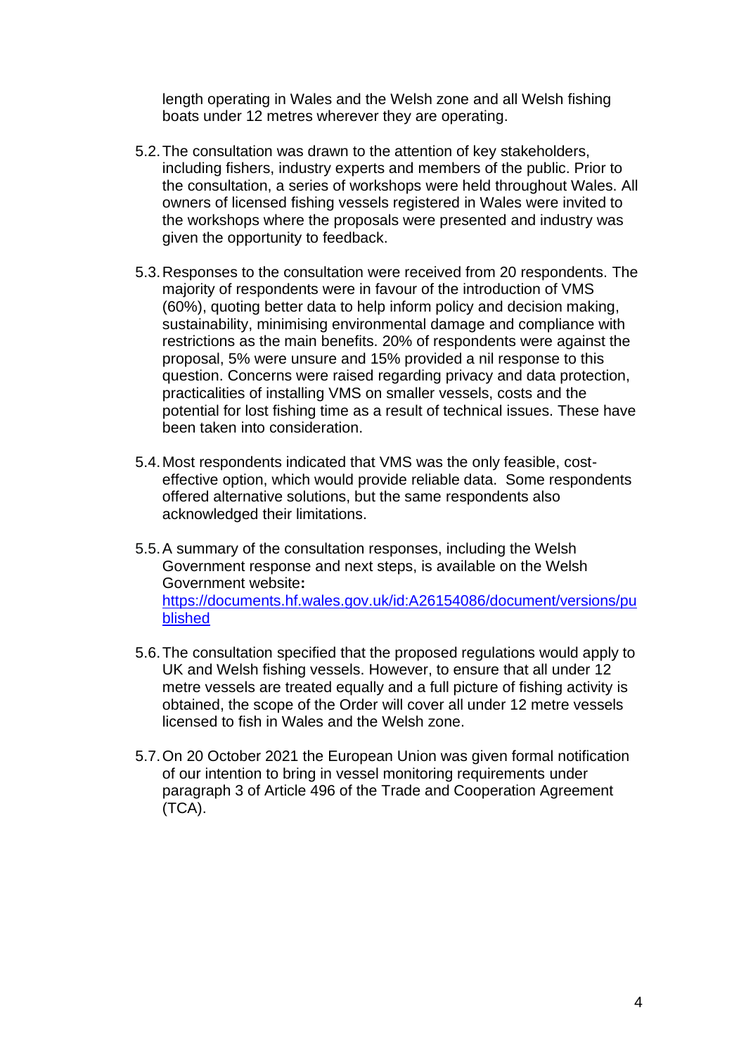length operating in Wales and the Welsh zone and all Welsh fishing boats under 12 metres wherever they are operating.

5.2. The consultation was drawn to the attention of key stakeholders, including fishers, industry experts and members of the public. Prior to the consultation, a series of workshops were held throughout Wales. All owners of licensed fishing vessels registered in Wales were invited to the workshops where the proposals were presented and industry was given the opportunity to feedback.

5.3. Responses to the consultation were received from 20 respondents. The majority of respondents were in favour of the introduction of VMS (60%), quoting better data to help inform policy and decision making, sustainability, minimising environmental damage and compliance with restrictions as the main benefits. 20% of respondents were against the proposal, 5% were unsure and 15% provided a nil response to this question. Concerns were raised regarding privacy and data protection, practicalities of installing VMS on smaller vessels, costs and the potential for lost fishing time as a result of technical issues. These have been taken into consideration.

5.4. Most respondents indicated that VMS was the only feasible, cost-effective option, which would provide reliable data. Some respondents offered alternative solutions, but the same respondents also acknowledged their limitations.

5.5. A summary of the consultation responses, including the Welsh Government response and next steps, is available on the Welsh Government website**:** [https://documents.hf.wales.gov.uk/id:A26154086/document/versions/published](https://documents.hf.wales.gov.uk/id:A26154086/document/versions/published)

5.6. The consultation specified that the proposed regulations would apply to UK and Welsh fishing vessels. However, to ensure that all under 12 metre vessels are treated equally and a full picture of fishing activity is obtained, the scope of the Order will cover all under 12 metre vessels licensed to fish in Wales and the Welsh zone.

5.7. On 20 October 2021 the European Union was given formal notification of our intention to bring in vessel monitoring requirements under paragraph 3 of Article 496 of the Trade and Cooperation Agreement (TCA).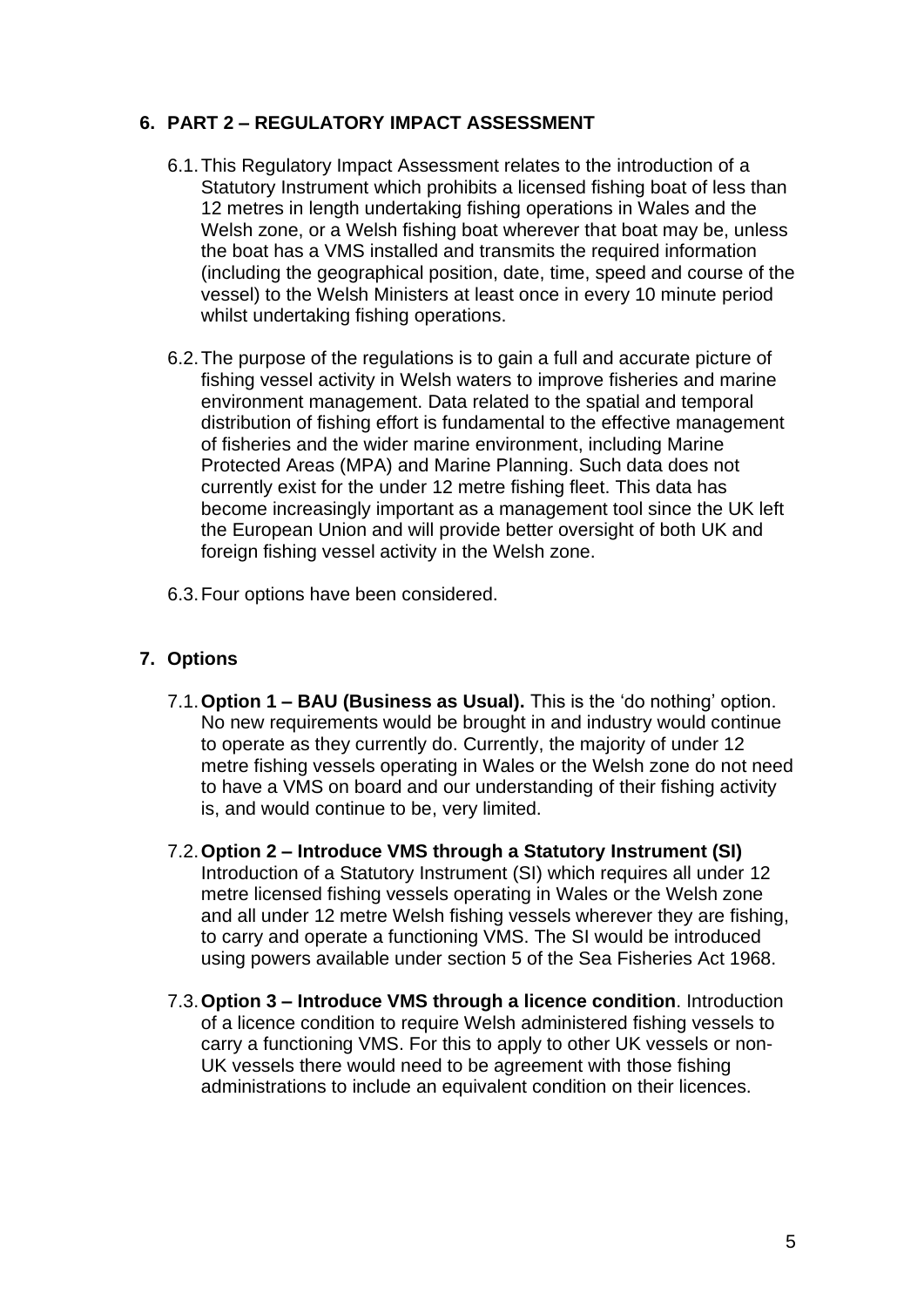## 6. PART 2 – REGULATORY IMPACT ASSESSMENT

6.1. This Regulatory Impact Assessment relates to the introduction of a Statutory Instrument which prohibits a licensed fishing boat of less than 12 metres in length undertaking fishing operations in Wales and the Welsh zone, or a Welsh fishing boat wherever that boat may be, unless the boat has a VMS installed and transmits the required information (including the geographical position, date, time, speed and course of the vessel) to the Welsh Ministers at least once in every 10 minute period whilst undertaking fishing operations.

6.2. The purpose of the regulations is to gain a full and accurate picture of fishing vessel activity in Welsh waters to improve fisheries and marine environment management. Data related to the spatial and temporal distribution of fishing effort is fundamental to the effective management of fisheries and the wider marine environment, including Marine Protected Areas (MPA) and Marine Planning. Such data does not currently exist for the under 12 metre fishing fleet. This data has become increasingly important as a management tool since the UK left the European Union and will provide better oversight of both UK and foreign fishing vessel activity in the Welsh zone.

6.3. Four options have been considered.

## 7. Options

7.1. **Option 1 – BAU (Business as Usual).** This is the 'do nothing' option. No new requirements would be brought in and industry would continue to operate as they currently do. Currently, the majority of under 12 metre fishing vessels operating in Wales or the Welsh zone do not need to have a VMS on board and our understanding of their fishing activity is, and would continue to be, very limited.

7.2. **Option 2 – Introduce VMS through a Statutory Instrument (SI)** Introduction of a Statutory Instrument (SI) which requires all under 12 metre licensed fishing vessels operating in Wales or the Welsh zone and all under 12 metre Welsh fishing vessels wherever they are fishing, to carry and operate a functioning VMS. The SI would be introduced using powers available under section 5 of the Sea Fisheries Act 1968.

7.3. **Option 3 – Introduce VMS through a licence condition**. Introduction of a licence condition to require Welsh administered fishing vessels to carry a functioning VMS. For this to apply to other UK vessels or non-UK vessels there would need to be agreement with those fishing administrations to include an equivalent condition on their licences.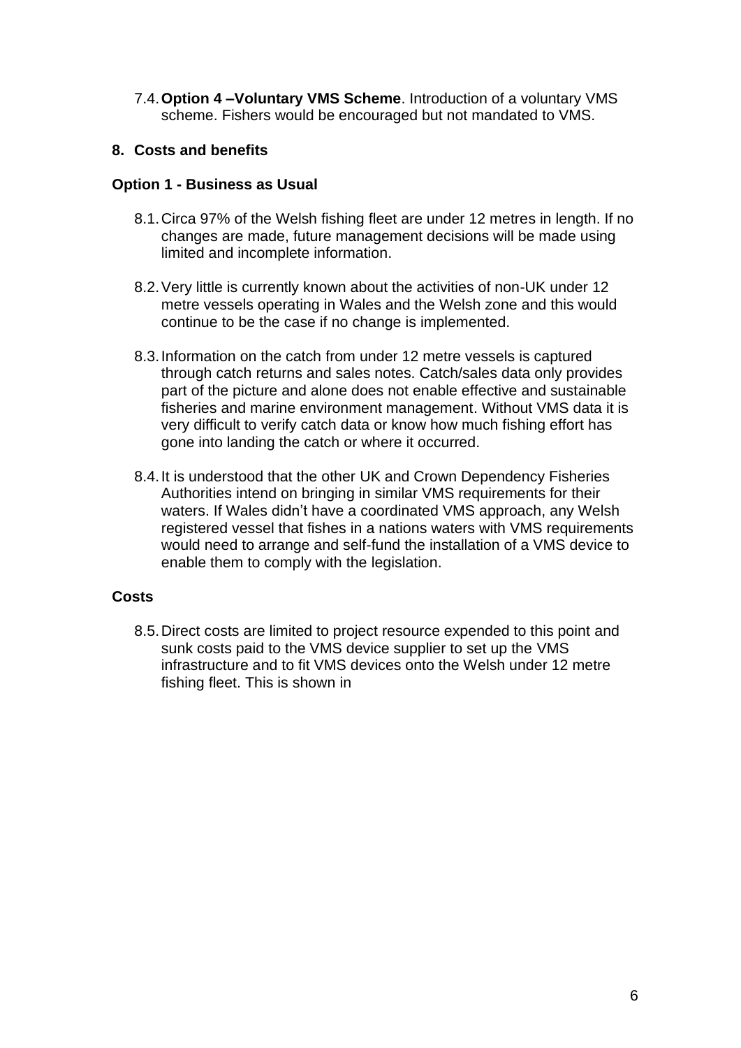7.4. **Option 4 –Voluntary VMS Scheme**. Introduction of a voluntary VMS scheme. Fishers would be encouraged but not mandated to VMS.

## 8. Costs and benefits

### Option 1 - Business as Usual

8.1. Circa 97% of the Welsh fishing fleet are under 12 metres in length. If no changes are made, future management decisions will be made using limited and incomplete information.

8.2. Very little is currently known about the activities of non-UK under 12 metre vessels operating in Wales and the Welsh zone and this would continue to be the case if no change is implemented.

8.3. Information on the catch from under 12 metre vessels is captured through catch returns and sales notes. Catch/sales data only provides part of the picture and alone does not enable effective and sustainable fisheries and marine environment management. Without VMS data it is very difficult to verify catch data or know how much fishing effort has gone into landing the catch or where it occurred.

8.4. It is understood that the other UK and Crown Dependency Fisheries Authorities intend on bringing in similar VMS requirements for their waters. If Wales didn't have a coordinated VMS approach, any Welsh registered vessel that fishes in a nations waters with VMS requirements would need to arrange and self-fund the installation of a VMS device to enable them to comply with the legislation.

### Costs

8.5. Direct costs are limited to project resource expended to this point and sunk costs paid to the VMS device supplier to set up the VMS infrastructure and to fit VMS devices onto the Welsh under 12 metre fishing fleet. This is shown in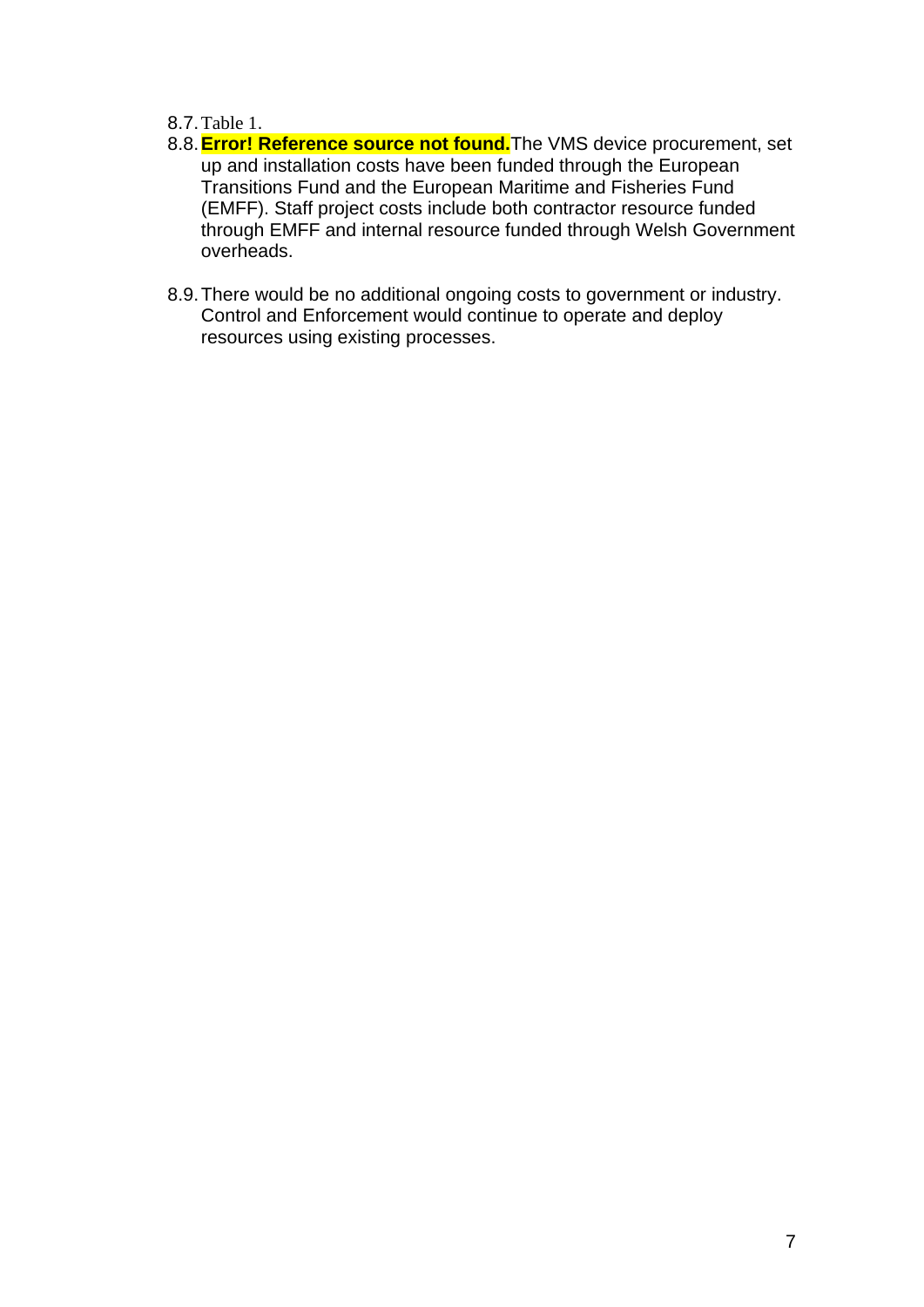8.7. Table 1.

8.8. **Error! Reference source not found.** The VMS device procurement, set up and installation costs have been funded through the European Transitions Fund and the European Maritime and Fisheries Fund (EMFF). Staff project costs include both contractor resource funded through EMFF and internal resource funded through Welsh Government overheads.

8.9. There would be no additional ongoing costs to government or industry. Control and Enforcement would continue to operate and deploy resources using existing processes.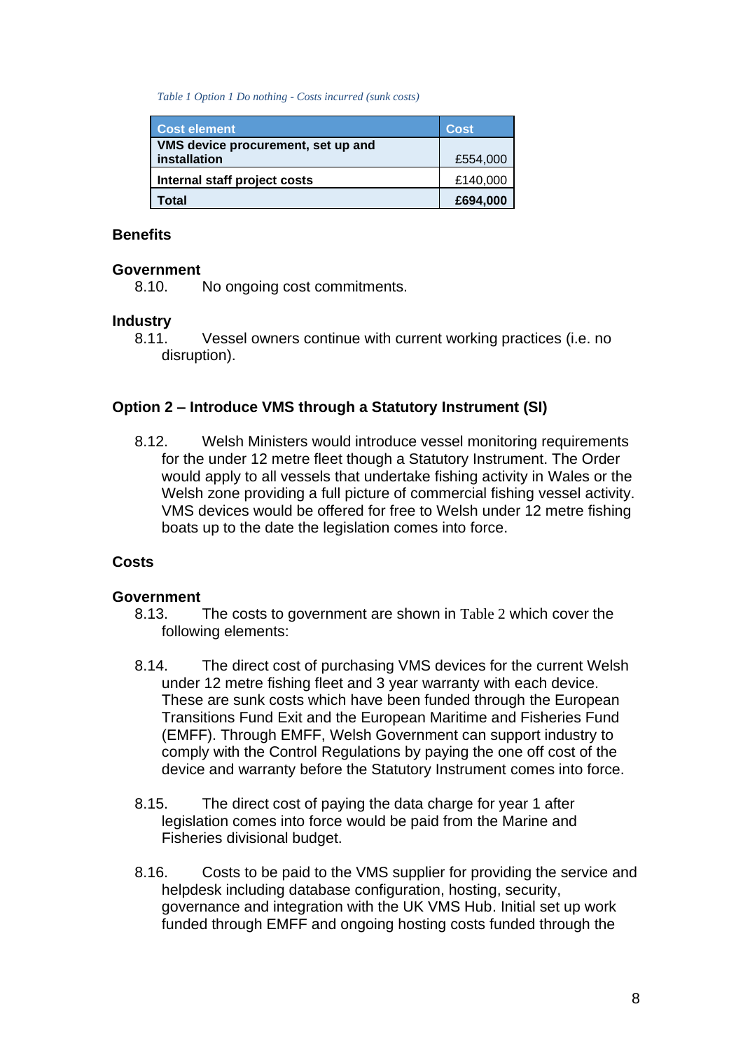*Table 1 Option 1 Do nothing - Costs incurred (sunk costs)*

| Cost element | Cost |
|---|---|
| **VMS device procurement, set up and installation** | £554,000 |
| **Internal staff project costs** | £140,000 |
| **Total** | **£694,000** |

### Benefits

**Government**

8.10. No ongoing cost commitments.

**Industry**

8.11. Vessel owners continue with current working practices (i.e. no disruption).

### Option 2 – Introduce VMS through a Statutory Instrument (SI)

8.12. Welsh Ministers would introduce vessel monitoring requirements for the under 12 metre fleet though a Statutory Instrument. The Order would apply to all vessels that undertake fishing activity in Wales or the Welsh zone providing a full picture of commercial fishing vessel activity. VMS devices would be offered for free to Welsh under 12 metre fishing boats up to the date the legislation comes into force.

### Costs

**Government**

8.13. The costs to government are shown in Table 2 which cover the following elements:

8.14. The direct cost of purchasing VMS devices for the current Welsh under 12 metre fishing fleet and 3 year warranty with each device. These are sunk costs which have been funded through the European Transitions Fund Exit and the European Maritime and Fisheries Fund (EMFF). Through EMFF, Welsh Government can support industry to comply with the Control Regulations by paying the one off cost of the device and warranty before the Statutory Instrument comes into force.

8.15. The direct cost of paying the data charge for year 1 after legislation comes into force would be paid from the Marine and Fisheries divisional budget.

8.16. Costs to be paid to the VMS supplier for providing the service and helpdesk including database configuration, hosting, security, governance and integration with the UK VMS Hub. Initial set up work funded through EMFF and ongoing hosting costs funded through the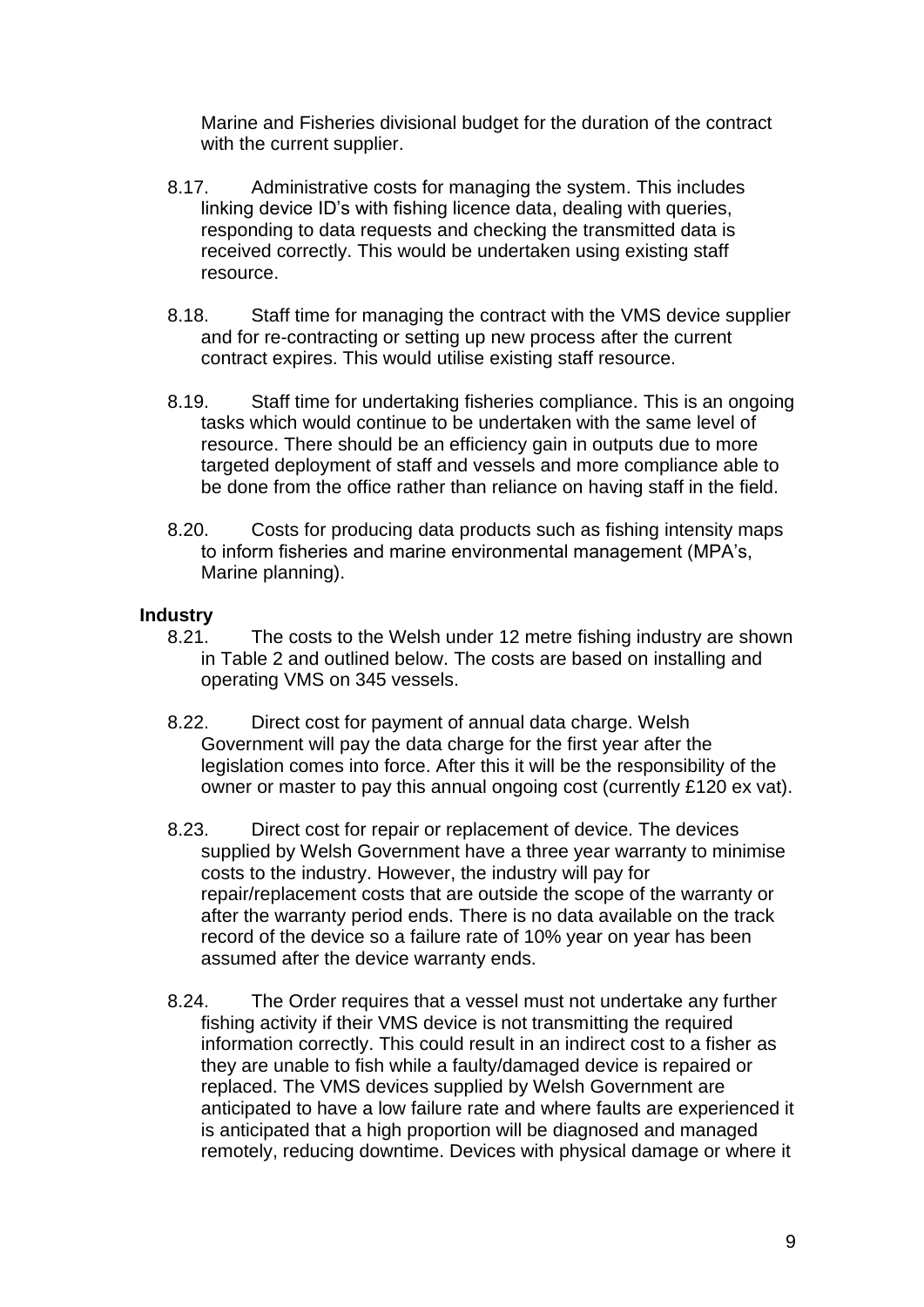Marine and Fisheries divisional budget for the duration of the contract with the current supplier.

8.17. Administrative costs for managing the system. This includes linking device ID's with fishing licence data, dealing with queries, responding to data requests and checking the transmitted data is received correctly. This would be undertaken using existing staff resource.

8.18. Staff time for managing the contract with the VMS device supplier and for re-contracting or setting up new process after the current contract expires. This would utilise existing staff resource.

8.19. Staff time for undertaking fisheries compliance. This is an ongoing tasks which would continue to be undertaken with the same level of resource. There should be an efficiency gain in outputs due to more targeted deployment of staff and vessels and more compliance able to be done from the office rather than reliance on having staff in the field.

8.20. Costs for producing data products such as fishing intensity maps to inform fisheries and marine environmental management (MPA's, Marine planning).

**Industry**

8.21. The costs to the Welsh under 12 metre fishing industry are shown in Table 2 and outlined below. The costs are based on installing and operating VMS on 345 vessels.

8.22. Direct cost for payment of annual data charge. Welsh Government will pay the data charge for the first year after the legislation comes into force. After this it will be the responsibility of the owner or master to pay this annual ongoing cost (currently £120 ex vat).

8.23. Direct cost for repair or replacement of device. The devices supplied by Welsh Government have a three year warranty to minimise costs to the industry. However, the industry will pay for repair/replacement costs that are outside the scope of the warranty or after the warranty period ends. There is no data available on the track record of the device so a failure rate of 10% year on year has been assumed after the device warranty ends.

8.24. The Order requires that a vessel must not undertake any further fishing activity if their VMS device is not transmitting the required information correctly. This could result in an indirect cost to a fisher as they are unable to fish while a faulty/damaged device is repaired or replaced. The VMS devices supplied by Welsh Government are anticipated to have a low failure rate and where faults are experienced it is anticipated that a high proportion will be diagnosed and managed remotely, reducing downtime. Devices with physical damage or where it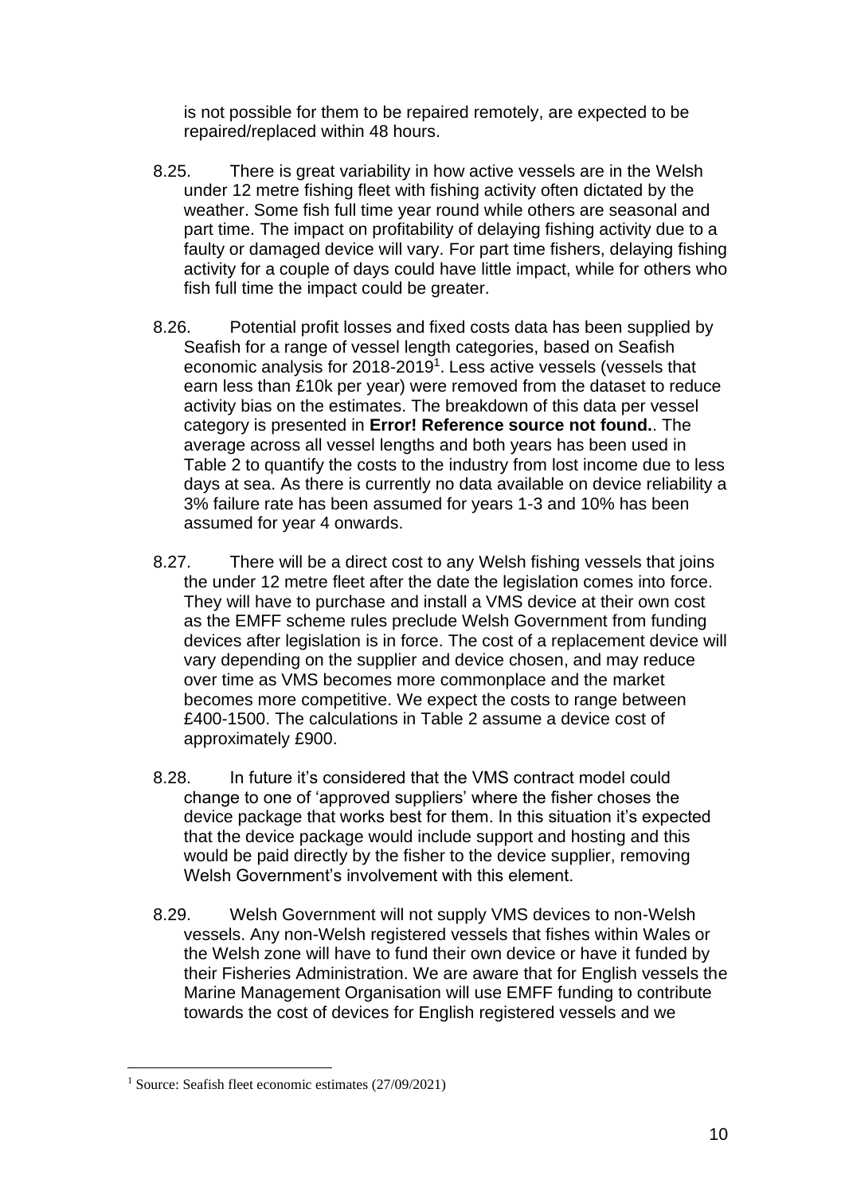is not possible for them to be repaired remotely, are expected to be repaired/replaced within 48 hours.

8.25. There is great variability in how active vessels are in the Welsh under 12 metre fishing fleet with fishing activity often dictated by the weather. Some fish full time year round while others are seasonal and part time. The impact on profitability of delaying fishing activity due to a faulty or damaged device will vary. For part time fishers, delaying fishing activity for a couple of days could have little impact, while for others who fish full time the impact could be greater.

8.26. Potential profit losses and fixed costs data has been supplied by Seafish for a range of vessel length categories, based on Seafish economic analysis for 2018-2019[1]. Less active vessels (vessels that earn less than £10k per year) were removed from the dataset to reduce activity bias on the estimates. The breakdown of this data per vessel category is presented in **Error! Reference source not found.**. The average across all vessel lengths and both years has been used in Table 2 to quantify the costs to the industry from lost income due to less days at sea. As there is currently no data available on device reliability a 3% failure rate has been assumed for years 1-3 and 10% has been assumed for year 4 onwards.

8.27. There will be a direct cost to any Welsh fishing vessels that joins the under 12 metre fleet after the date the legislation comes into force. They will have to purchase and install a VMS device at their own cost as the EMFF scheme rules preclude Welsh Government from funding devices after legislation is in force. The cost of a replacement device will vary depending on the supplier and device chosen, and may reduce over time as VMS becomes more commonplace and the market becomes more competitive. We expect the costs to range between £400-1500. The calculations in Table 2 assume a device cost of approximately £900.

8.28. In future it's considered that the VMS contract model could change to one of 'approved suppliers' where the fisher choses the device package that works best for them. In this situation it's expected that the device package would include support and hosting and this would be paid directly by the fisher to the device supplier, removing Welsh Government's involvement with this element.

8.29. Welsh Government will not supply VMS devices to non-Welsh vessels. Any non-Welsh registered vessels that fishes within Wales or the Welsh zone will have to fund their own device or have it funded by their Fisheries Administration. We are aware that for English vessels the Marine Management Organisation will use EMFF funding to contribute towards the cost of devices for English registered vessels and we

[1] Source: Seafish fleet economic estimates (27/09/2021)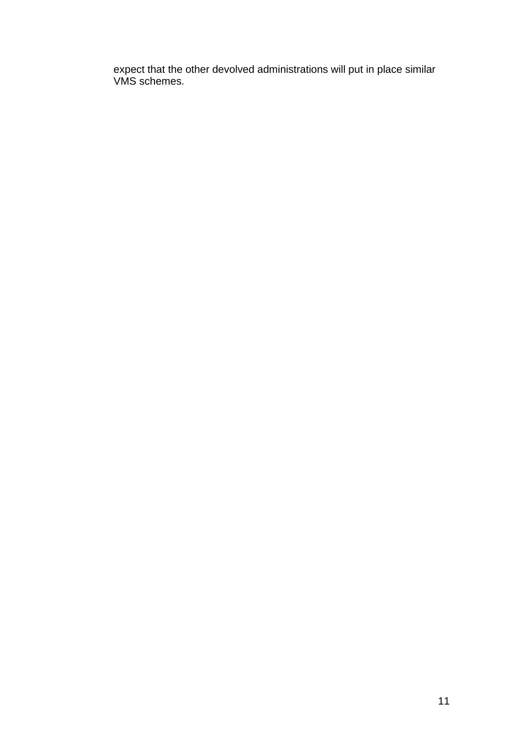expect that the other devolved administrations will put in place similar VMS schemes.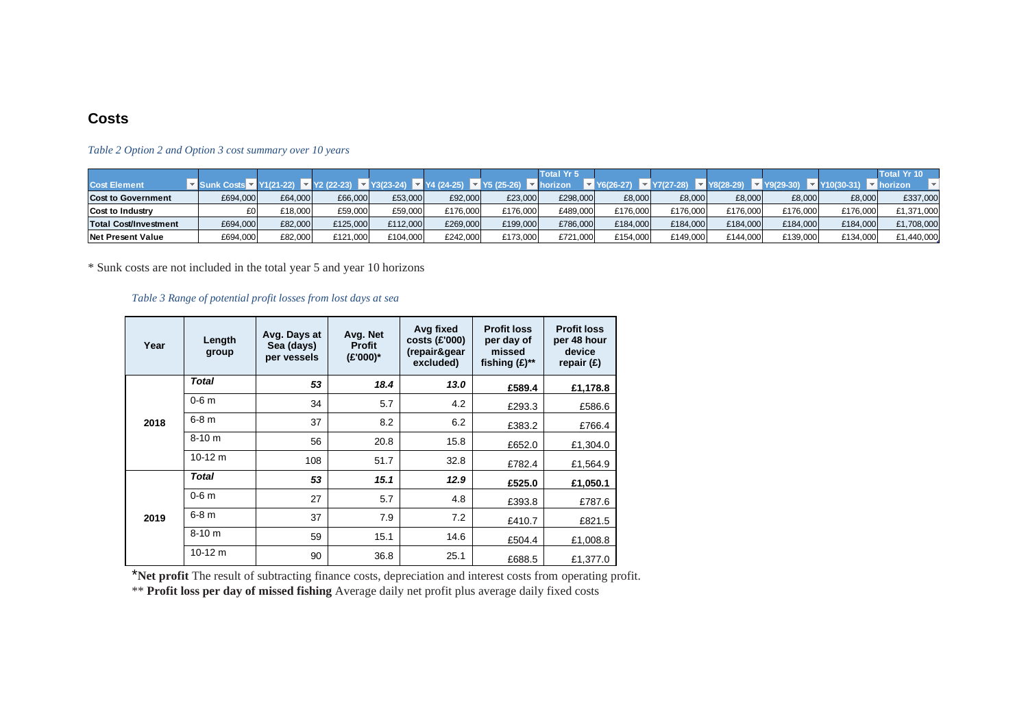## Costs

*Table 2 Option 2 and Option 3 cost summary over 10 years*

| Cost Element | Sunk Costs | Y1(21-22) | Y2 (22-23) | Y3(23-24) | Y4 (24-25) | Y5 (25-26) | Total Yr 5 horizon | Y6(26-27) | Y7(27-28) | Y8(28-29) | Y9(29-30) | Y10(30-31) | Total Yr 10 horizon |
|---|---|---|---|---|---|---|---|---|---|---|---|---|---|
| **Cost to Government** | £694,000 | £64,000 | £66,000 | £53,000 | £92,000 | £23,000 | £298,000 | £8,000 | £8,000 | £8,000 | £8,000 | £8,000 | £337,000 |
| **Cost to Industry** | £0 | £18,000 | £59,000 | £59,000 | £176,000 | £176,000 | £489,000 | £176,000 | £176,000 | £176,000 | £176,000 | £176,000 | £1,371,000 |
| **Total Cost/Investment** | £694,000 | £82,000 | £125,000 | £112,000 | £269,000 | £199,000 | £786,000 | £184,000 | £184,000 | £184,000 | £184,000 | £184,000 | £1,708,000 |
| **Net Present Value** | £694,000 | £82,000 | £121,000 | £104,000 | £242,000 | £173,000 | £721,000 | £154,000 | £149,000 | £144,000 | £139,000 | £134,000 | £1,440,000 |

* Sunk costs are not included in the total year 5 and year 10 horizons

*Table 3 Range of potential profit losses from lost days at sea*

| Year | Length group | Avg. Days at Sea (days) per vessels | Avg. Net Profit (£'000)* | Avg fixed costs (£'000) (repair&gear excluded) | Profit loss per day of missed fishing (£)** | Profit loss per 48 hour device repair (£) |
|---|---|---|---|---|---|---|
| 2018 | ***Total*** | ***53*** | ***18.4*** | ***13.0*** | **£589.4** | **£1,178.8** |
| | 0-6 m | 34 | 5.7 | 4.2 | £293.3 | £586.6 |
| | 6-8 m | 37 | 8.2 | 6.2 | £383.2 | £766.4 |
| | 8-10 m | 56 | 20.8 | 15.8 | £652.0 | £1,304.0 |
| | 10-12 m | 108 | 51.7 | 32.8 | £782.4 | £1,564.9 |
| 2019 | ***Total*** | ***53*** | ***15.1*** | ***12.9*** | **£525.0** | **£1,050.1** |
| | 0-6 m | 27 | 5.7 | 4.8 | £393.8 | £787.6 |
| | 6-8 m | 37 | 7.9 | 7.2 | £410.7 | £821.5 |
| | 8-10 m | 59 | 15.1 | 14.6 | £504.4 | £1,008.8 |
| | 10-12 m | 90 | 36.8 | 25.1 | £688.5 | £1,377.0 |

***Net profit** The result of subtracting finance costs, depreciation and interest costs from operating profit.

** **Profit loss per day of missed fishing** Average daily net profit plus average daily fixed costs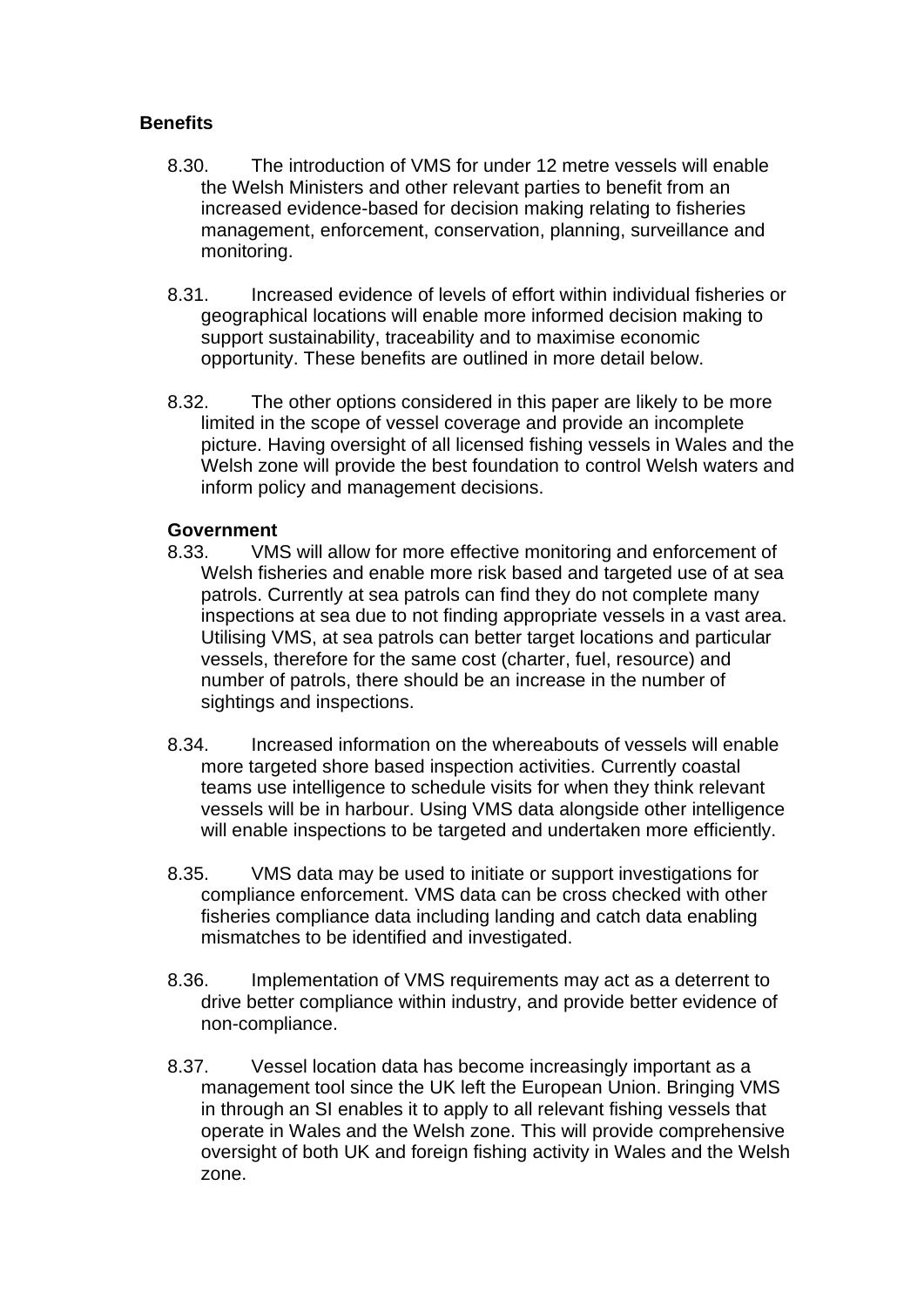**Benefits**

8.30. The introduction of VMS for under 12 metre vessels will enable the Welsh Ministers and other relevant parties to benefit from an increased evidence-based for decision making relating to fisheries management, enforcement, conservation, planning, surveillance and monitoring.

8.31. Increased evidence of levels of effort within individual fisheries or geographical locations will enable more informed decision making to support sustainability, traceability and to maximise economic opportunity. These benefits are outlined in more detail below.

8.32. The other options considered in this paper are likely to be more limited in the scope of vessel coverage and provide an incomplete picture. Having oversight of all licensed fishing vessels in Wales and the Welsh zone will provide the best foundation to control Welsh waters and inform policy and management decisions.

**Government**

8.33. VMS will allow for more effective monitoring and enforcement of Welsh fisheries and enable more risk based and targeted use of at sea patrols. Currently at sea patrols can find they do not complete many inspections at sea due to not finding appropriate vessels in a vast area. Utilising VMS, at sea patrols can better target locations and particular vessels, therefore for the same cost (charter, fuel, resource) and number of patrols, there should be an increase in the number of sightings and inspections.

8.34. Increased information on the whereabouts of vessels will enable more targeted shore based inspection activities. Currently coastal teams use intelligence to schedule visits for when they think relevant vessels will be in harbour. Using VMS data alongside other intelligence will enable inspections to be targeted and undertaken more efficiently.

8.35. VMS data may be used to initiate or support investigations for compliance enforcement. VMS data can be cross checked with other fisheries compliance data including landing and catch data enabling mismatches to be identified and investigated.

8.36. Implementation of VMS requirements may act as a deterrent to drive better compliance within industry, and provide better evidence of non-compliance.

8.37. Vessel location data has become increasingly important as a management tool since the UK left the European Union. Bringing VMS in through an SI enables it to apply to all relevant fishing vessels that operate in Wales and the Welsh zone. This will provide comprehensive oversight of both UK and foreign fishing activity in Wales and the Welsh zone.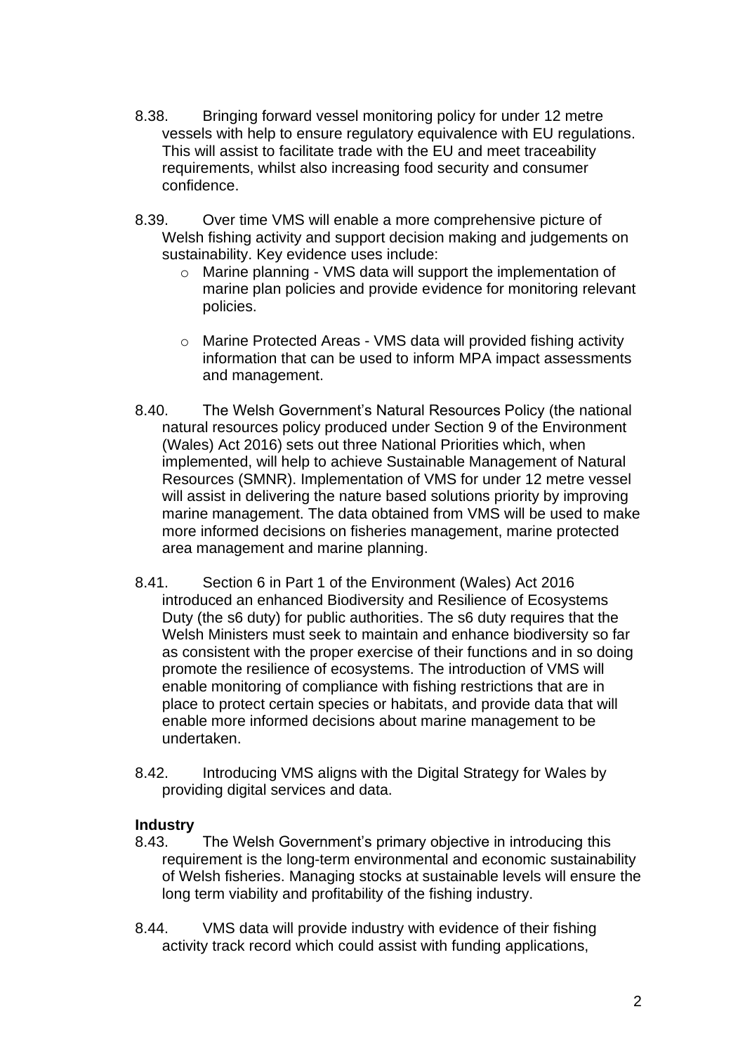8.38. Bringing forward vessel monitoring policy for under 12 metre vessels with help to ensure regulatory equivalence with EU regulations. This will assist to facilitate trade with the EU and meet traceability requirements, whilst also increasing food security and consumer confidence.

8.39. Over time VMS will enable a more comprehensive picture of Welsh fishing activity and support decision making and judgements on sustainability. Key evidence uses include:

- Marine planning - VMS data will support the implementation of marine plan policies and provide evidence for monitoring relevant policies.
- Marine Protected Areas - VMS data will provided fishing activity information that can be used to inform MPA impact assessments and management.

8.40. The Welsh Government's Natural Resources Policy (the national natural resources policy produced under Section 9 of the Environment (Wales) Act 2016) sets out three National Priorities which, when implemented, will help to achieve Sustainable Management of Natural Resources (SMNR). Implementation of VMS for under 12 metre vessel will assist in delivering the nature based solutions priority by improving marine management. The data obtained from VMS will be used to make more informed decisions on fisheries management, marine protected area management and marine planning.

8.41. Section 6 in Part 1 of the Environment (Wales) Act 2016 introduced an enhanced Biodiversity and Resilience of Ecosystems Duty (the s6 duty) for public authorities. The s6 duty requires that the Welsh Ministers must seek to maintain and enhance biodiversity so far as consistent with the proper exercise of their functions and in so doing promote the resilience of ecosystems. The introduction of VMS will enable monitoring of compliance with fishing restrictions that are in place to protect certain species or habitats, and provide data that will enable more informed decisions about marine management to be undertaken.

8.42. Introducing VMS aligns with the Digital Strategy for Wales by providing digital services and data.

**Industry**

8.43. The Welsh Government's primary objective in introducing this requirement is the long-term environmental and economic sustainability of Welsh fisheries. Managing stocks at sustainable levels will ensure the long term viability and profitability of the fishing industry.

8.44. VMS data will provide industry with evidence of their fishing activity track record which could assist with funding applications,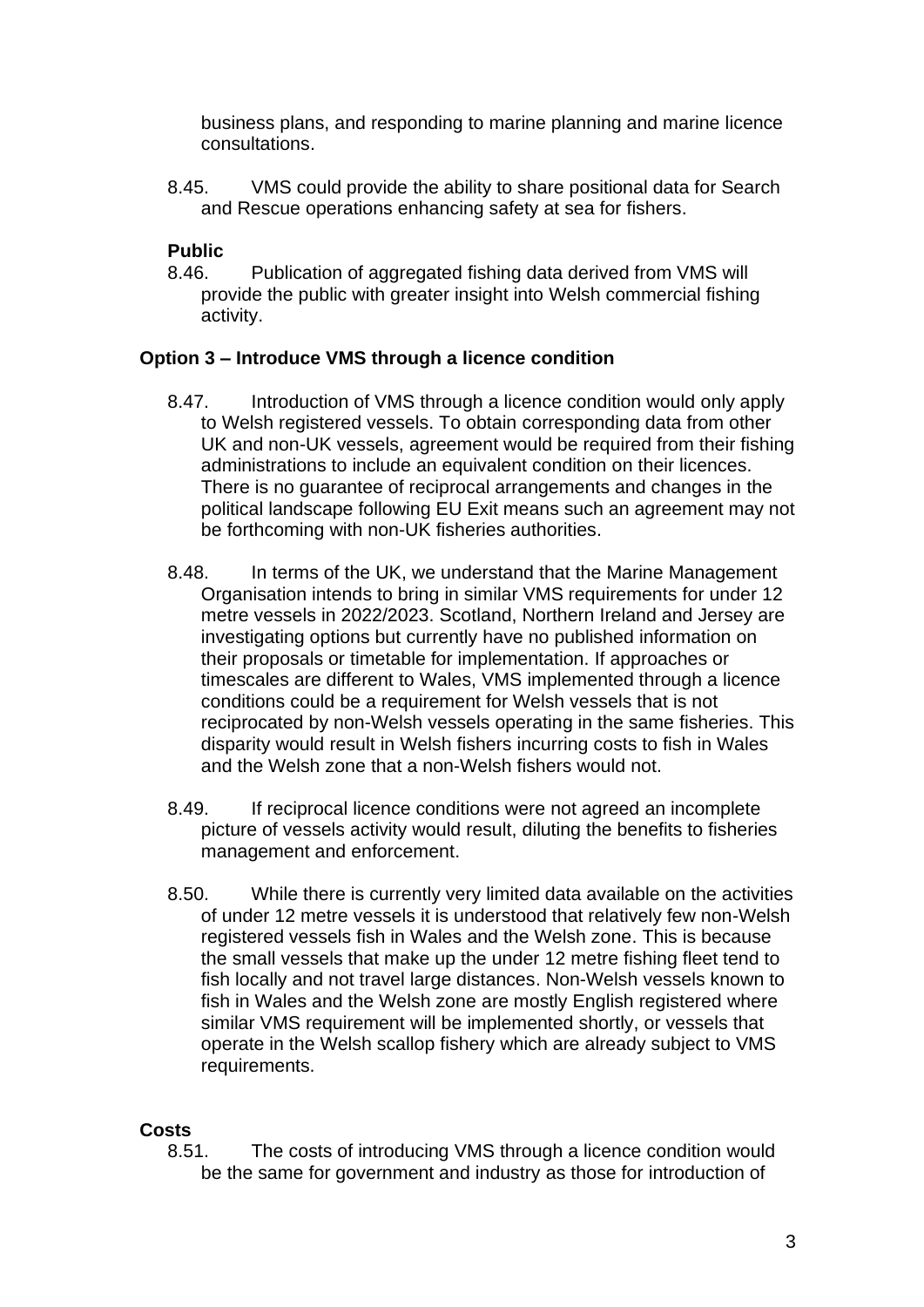business plans, and responding to marine planning and marine licence consultations.

8.45. VMS could provide the ability to share positional data for Search and Rescue operations enhancing safety at sea for fishers.

**Public**

8.46. Publication of aggregated fishing data derived from VMS will provide the public with greater insight into Welsh commercial fishing activity.

### Option 3 – Introduce VMS through a licence condition

8.47. Introduction of VMS through a licence condition would only apply to Welsh registered vessels. To obtain corresponding data from other UK and non-UK vessels, agreement would be required from their fishing administrations to include an equivalent condition on their licences. There is no guarantee of reciprocal arrangements and changes in the political landscape following EU Exit means such an agreement may not be forthcoming with non-UK fisheries authorities.

8.48. In terms of the UK, we understand that the Marine Management Organisation intends to bring in similar VMS requirements for under 12 metre vessels in 2022/2023. Scotland, Northern Ireland and Jersey are investigating options but currently have no published information on their proposals or timetable for implementation. If approaches or timescales are different to Wales, VMS implemented through a licence conditions could be a requirement for Welsh vessels that is not reciprocated by non-Welsh vessels operating in the same fisheries. This disparity would result in Welsh fishers incurring costs to fish in Wales and the Welsh zone that a non-Welsh fishers would not.

8.49. If reciprocal licence conditions were not agreed an incomplete picture of vessels activity would result, diluting the benefits to fisheries management and enforcement.

8.50. While there is currently very limited data available on the activities of under 12 metre vessels it is understood that relatively few non-Welsh registered vessels fish in Wales and the Welsh zone. This is because the small vessels that make up the under 12 metre fishing fleet tend to fish locally and not travel large distances. Non-Welsh vessels known to fish in Wales and the Welsh zone are mostly English registered where similar VMS requirement will be implemented shortly, or vessels that operate in the Welsh scallop fishery which are already subject to VMS requirements.

**Costs**

8.51. The costs of introducing VMS through a licence condition would be the same for government and industry as those for introduction of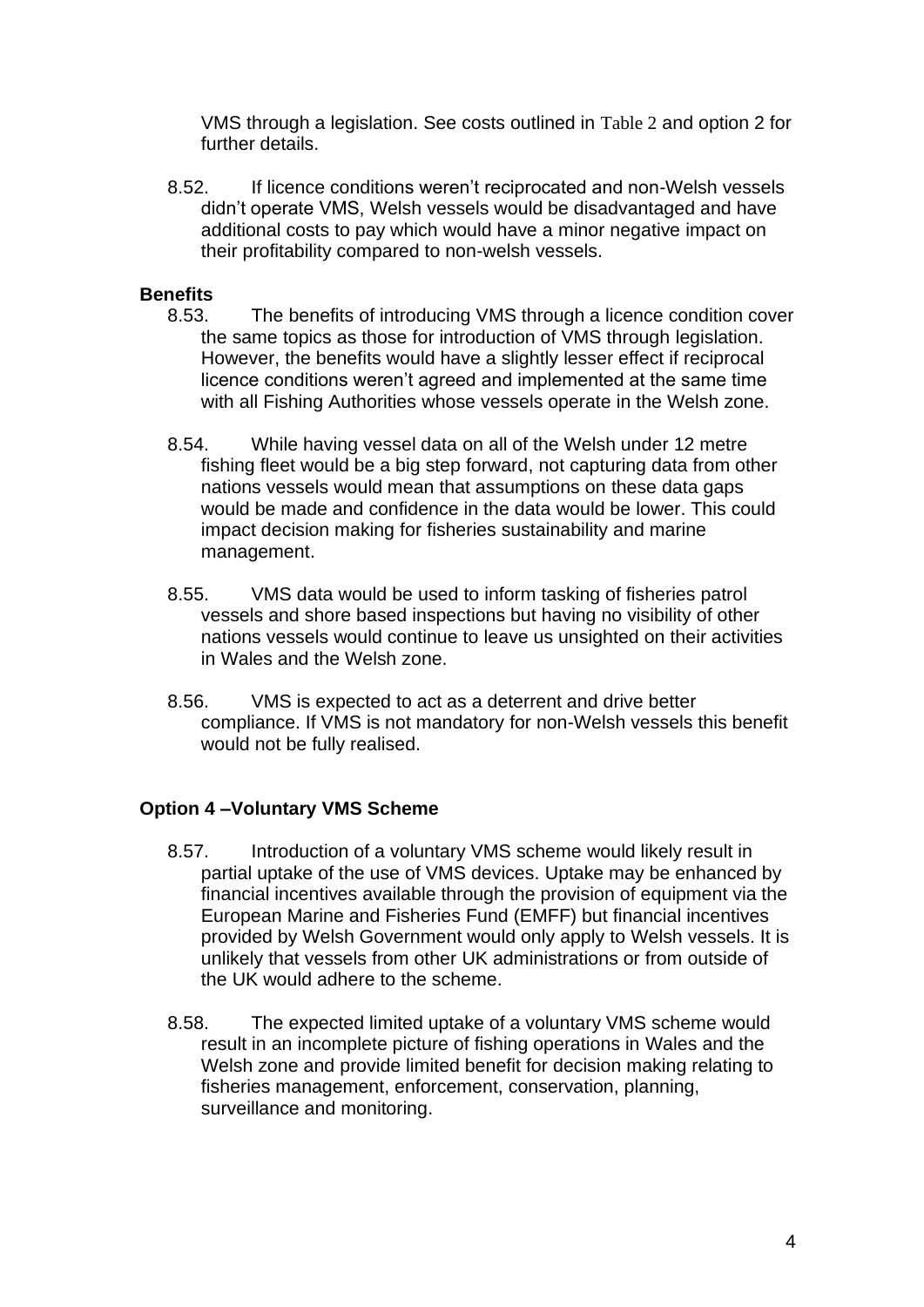VMS through a legislation. See costs outlined in Table 2 and option 2 for further details.

8.52. If licence conditions weren't reciprocated and non-Welsh vessels didn't operate VMS, Welsh vessels would be disadvantaged and have additional costs to pay which would have a minor negative impact on their profitability compared to non-welsh vessels.

**Benefits**

8.53. The benefits of introducing VMS through a licence condition cover the same topics as those for introduction of VMS through legislation. However, the benefits would have a slightly lesser effect if reciprocal licence conditions weren't agreed and implemented at the same time with all Fishing Authorities whose vessels operate in the Welsh zone.

8.54. While having vessel data on all of the Welsh under 12 metre fishing fleet would be a big step forward, not capturing data from other nations vessels would mean that assumptions on these data gaps would be made and confidence in the data would be lower. This could impact decision making for fisheries sustainability and marine management.

8.55. VMS data would be used to inform tasking of fisheries patrol vessels and shore based inspections but having no visibility of other nations vessels would continue to leave us unsighted on their activities in Wales and the Welsh zone.

8.56. VMS is expected to act as a deterrent and drive better compliance. If VMS is not mandatory for non-Welsh vessels this benefit would not be fully realised.

**Option 4 –Voluntary VMS Scheme**

8.57. Introduction of a voluntary VMS scheme would likely result in partial uptake of the use of VMS devices. Uptake may be enhanced by financial incentives available through the provision of equipment via the European Marine and Fisheries Fund (EMFF) but financial incentives provided by Welsh Government would only apply to Welsh vessels. It is unlikely that vessels from other UK administrations or from outside of the UK would adhere to the scheme.

8.58. The expected limited uptake of a voluntary VMS scheme would result in an incomplete picture of fishing operations in Wales and the Welsh zone and provide limited benefit for decision making relating to fisheries management, enforcement, conservation, planning, surveillance and monitoring.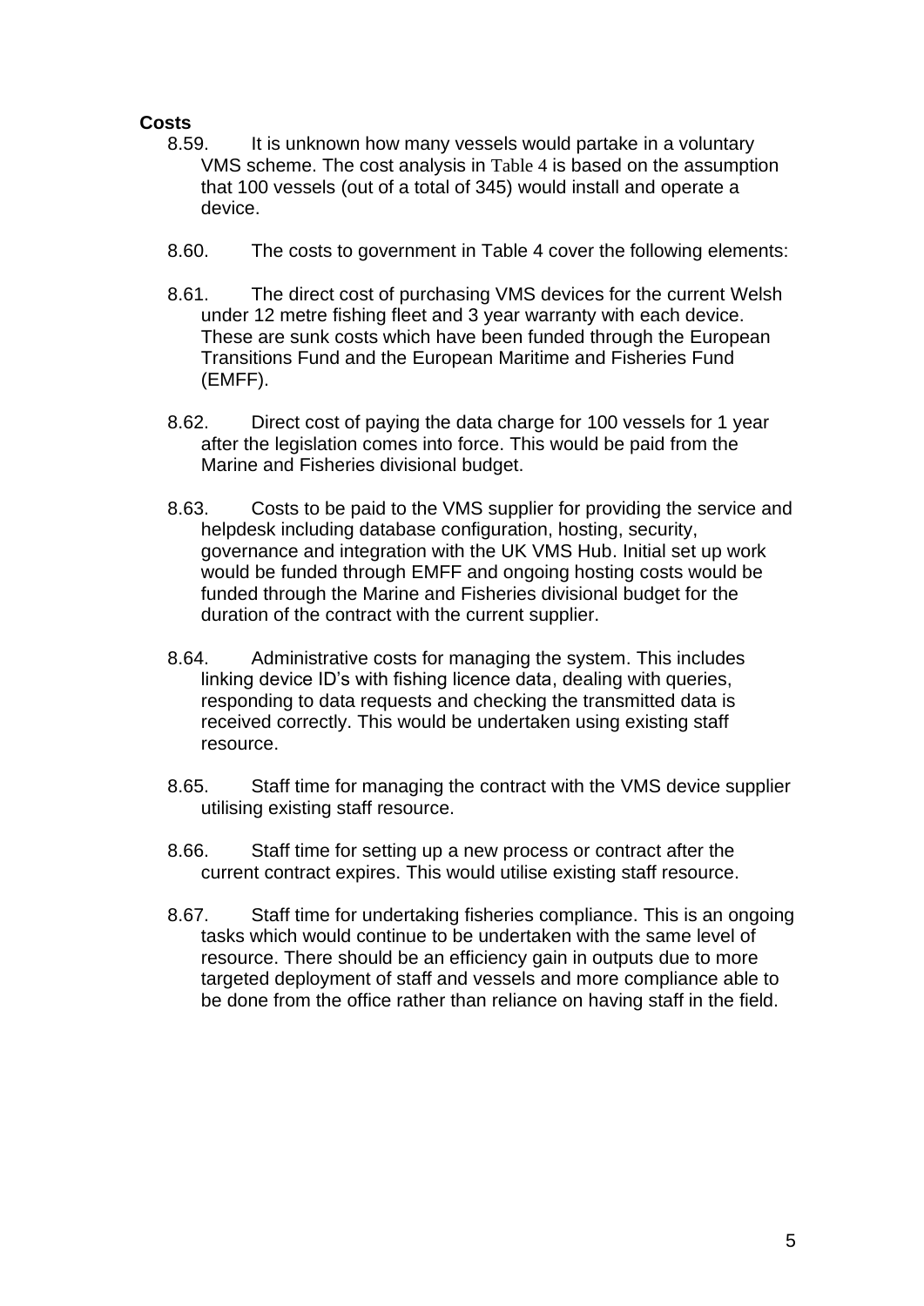**Costs**

8.59. It is unknown how many vessels would partake in a voluntary VMS scheme. The cost analysis in Table 4 is based on the assumption that 100 vessels (out of a total of 345) would install and operate a device.

8.60. The costs to government in Table 4 cover the following elements:

8.61. The direct cost of purchasing VMS devices for the current Welsh under 12 metre fishing fleet and 3 year warranty with each device. These are sunk costs which have been funded through the European Transitions Fund and the European Maritime and Fisheries Fund (EMFF).

8.62. Direct cost of paying the data charge for 100 vessels for 1 year after the legislation comes into force. This would be paid from the Marine and Fisheries divisional budget.

8.63. Costs to be paid to the VMS supplier for providing the service and helpdesk including database configuration, hosting, security, governance and integration with the UK VMS Hub. Initial set up work would be funded through EMFF and ongoing hosting costs would be funded through the Marine and Fisheries divisional budget for the duration of the contract with the current supplier.

8.64. Administrative costs for managing the system. This includes linking device ID's with fishing licence data, dealing with queries, responding to data requests and checking the transmitted data is received correctly. This would be undertaken using existing staff resource.

8.65. Staff time for managing the contract with the VMS device supplier utilising existing staff resource.

8.66. Staff time for setting up a new process or contract after the current contract expires. This would utilise existing staff resource.

8.67. Staff time for undertaking fisheries compliance. This is an ongoing tasks which would continue to be undertaken with the same level of resource. There should be an efficiency gain in outputs due to more targeted deployment of staff and vessels and more compliance able to be done from the office rather than reliance on having staff in the field.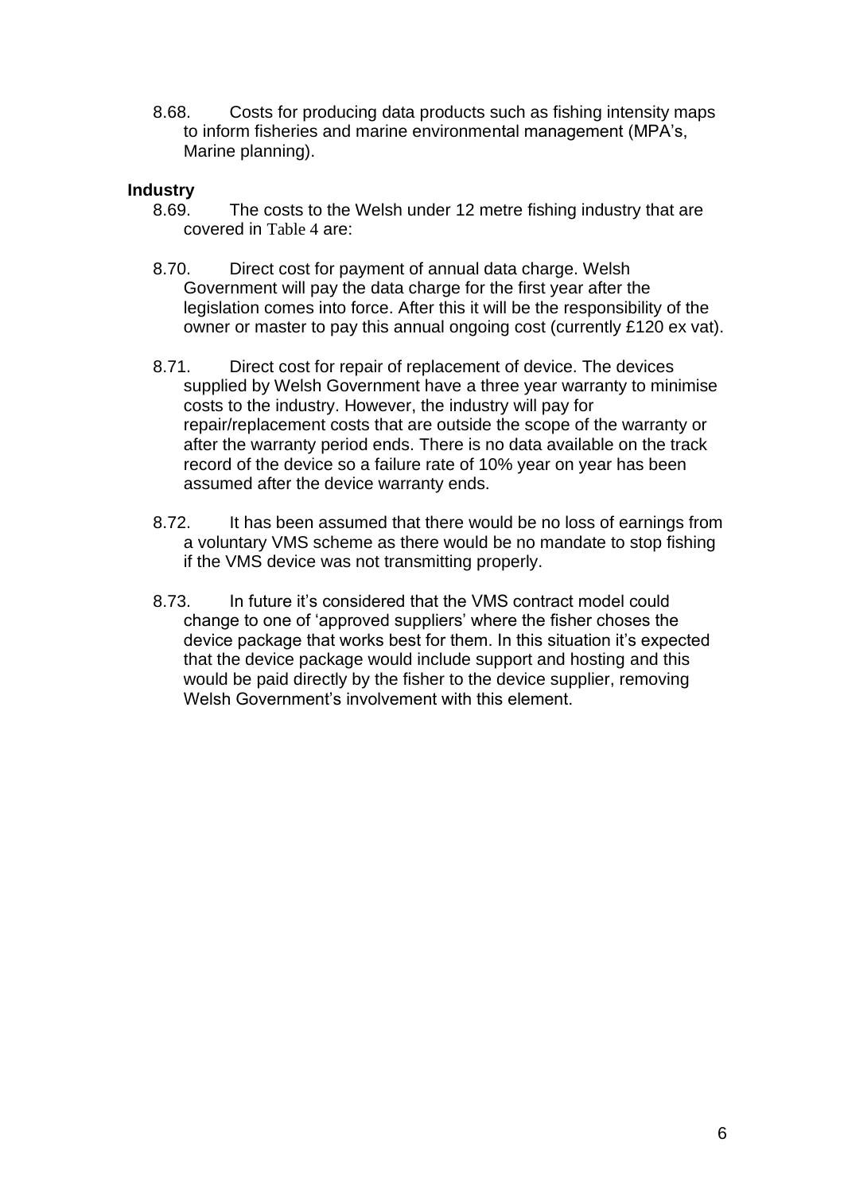8.68. Costs for producing data products such as fishing intensity maps to inform fisheries and marine environmental management (MPA's, Marine planning).

**Industry**

8.69. The costs to the Welsh under 12 metre fishing industry that are covered in Table 4 are:

8.70. Direct cost for payment of annual data charge. Welsh Government will pay the data charge for the first year after the legislation comes into force. After this it will be the responsibility of the owner or master to pay this annual ongoing cost (currently £120 ex vat).

8.71. Direct cost for repair of replacement of device. The devices supplied by Welsh Government have a three year warranty to minimise costs to the industry. However, the industry will pay for repair/replacement costs that are outside the scope of the warranty or after the warranty period ends. There is no data available on the track record of the device so a failure rate of 10% year on year has been assumed after the device warranty ends.

8.72. It has been assumed that there would be no loss of earnings from a voluntary VMS scheme as there would be no mandate to stop fishing if the VMS device was not transmitting properly.

8.73. In future it's considered that the VMS contract model could change to one of 'approved suppliers' where the fisher choses the device package that works best for them. In this situation it's expected that the device package would include support and hosting and this would be paid directly by the fisher to the device supplier, removing Welsh Government's involvement with this element.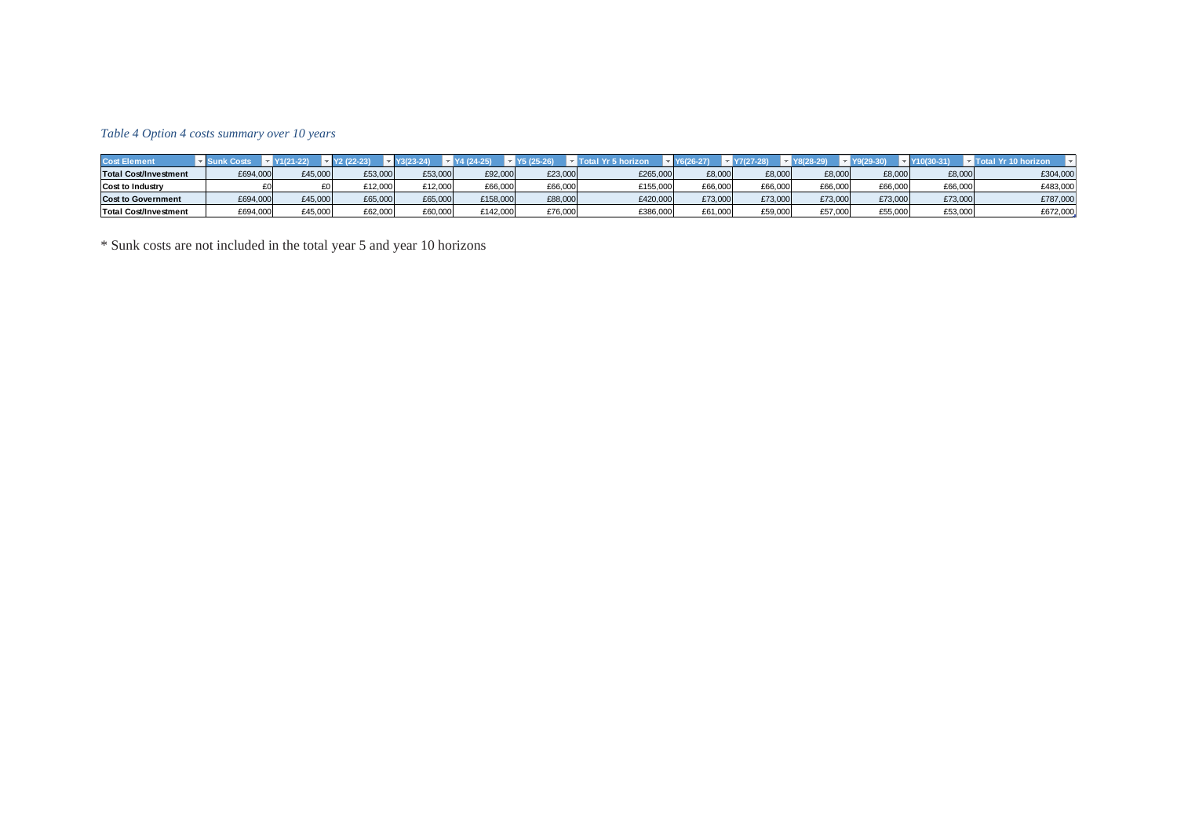*Table 4 Option 4 costs summary over 10 years*

| Cost Element | Sunk Costs | Y1(21-22) | Y2 (22-23) | Y3(23-24) | Y4 (24-25) | Y5 (25-26) | Total Yr 5 horizon | Y6(26-27) | Y7(27-28) | Y8(28-29) | Y9(29-30) | Y10(30-31) | Total Yr 10 horizon |
|---|---|---|---|---|---|---|---|---|---|---|---|---|---|
| **Total Cost/Investment** | £694,000 | £45,000 | £53,000 | £53,000 | £92,000 | £23,000 | £265,000 | £8,000 | £8,000 | £8,000 | £8,000 | £8,000 | £304,000 |
| **Cost to Industry** | £0 | £0 | £12,000 | £12,000 | £66,000 | £66,000 | £155,000 | £66,000 | £66,000 | £66,000 | £66,000 | £66,000 | £483,000 |
| **Cost to Government** | £694,000 | £45,000 | £65,000 | £65,000 | £158,000 | £88,000 | £420,000 | £73,000 | £73,000 | £73,000 | £73,000 | £73,000 | £787,000 |
| **Total Cost/Investment** | £694,000 | £45,000 | £62,000 | £60,000 | £142,000 | £76,000 | £386,000 | £61,000 | £59,000 | £57,000 | £55,000 | £53,000 | £672,000 |

* Sunk costs are not included in the total year 5 and year 10 horizons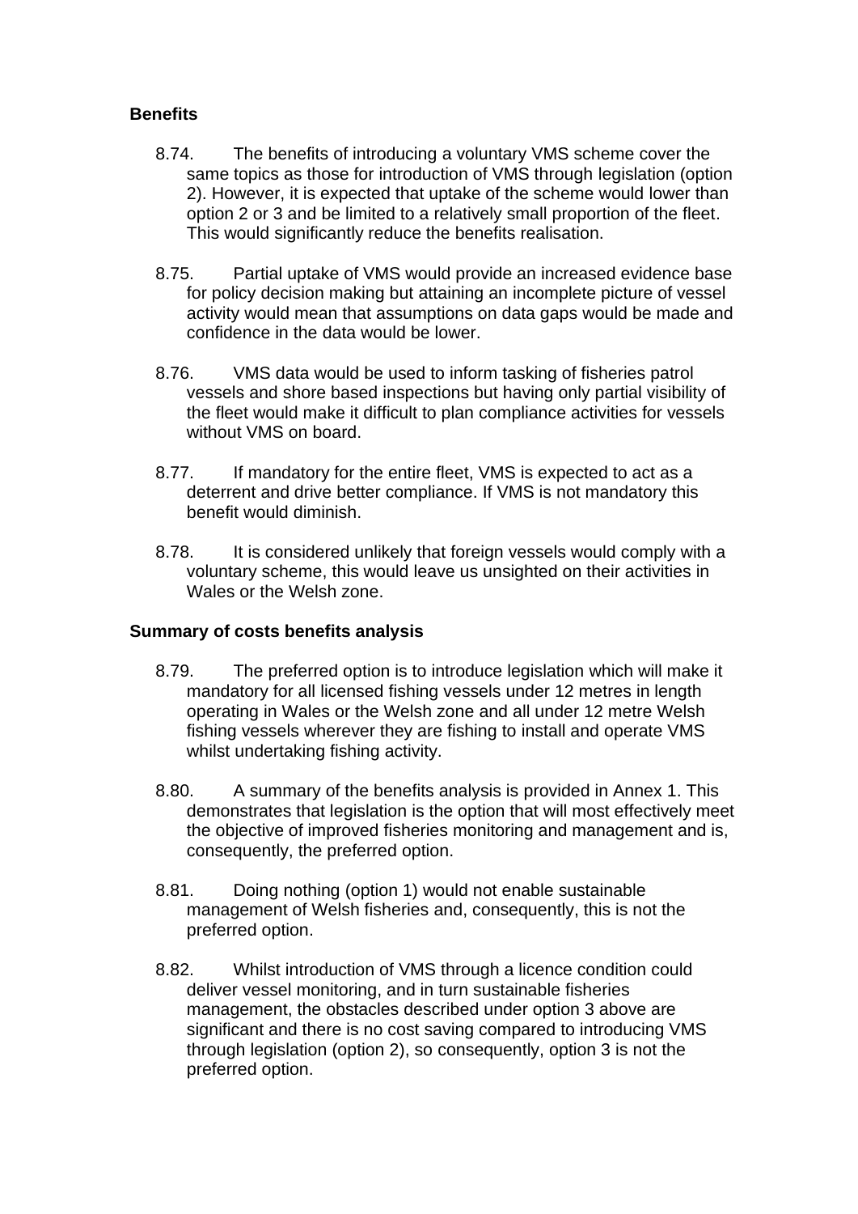**Benefits**

8.74. The benefits of introducing a voluntary VMS scheme cover the same topics as those for introduction of VMS through legislation (option 2). However, it is expected that uptake of the scheme would lower than option 2 or 3 and be limited to a relatively small proportion of the fleet. This would significantly reduce the benefits realisation.

8.75. Partial uptake of VMS would provide an increased evidence base for policy decision making but attaining an incomplete picture of vessel activity would mean that assumptions on data gaps would be made and confidence in the data would be lower.

8.76. VMS data would be used to inform tasking of fisheries patrol vessels and shore based inspections but having only partial visibility of the fleet would make it difficult to plan compliance activities for vessels without VMS on board.

8.77. If mandatory for the entire fleet, VMS is expected to act as a deterrent and drive better compliance. If VMS is not mandatory this benefit would diminish.

8.78. It is considered unlikely that foreign vessels would comply with a voluntary scheme, this would leave us unsighted on their activities in Wales or the Welsh zone.

**Summary of costs benefits analysis**

8.79. The preferred option is to introduce legislation which will make it mandatory for all licensed fishing vessels under 12 metres in length operating in Wales or the Welsh zone and all under 12 metre Welsh fishing vessels wherever they are fishing to install and operate VMS whilst undertaking fishing activity.

8.80. A summary of the benefits analysis is provided in Annex 1. This demonstrates that legislation is the option that will most effectively meet the objective of improved fisheries monitoring and management and is, consequently, the preferred option.

8.81. Doing nothing (option 1) would not enable sustainable management of Welsh fisheries and, consequently, this is not the preferred option.

8.82. Whilst introduction of VMS through a licence condition could deliver vessel monitoring, and in turn sustainable fisheries management, the obstacles described under option 3 above are significant and there is no cost saving compared to introducing VMS through legislation (option 2), so consequently, option 3 is not the preferred option.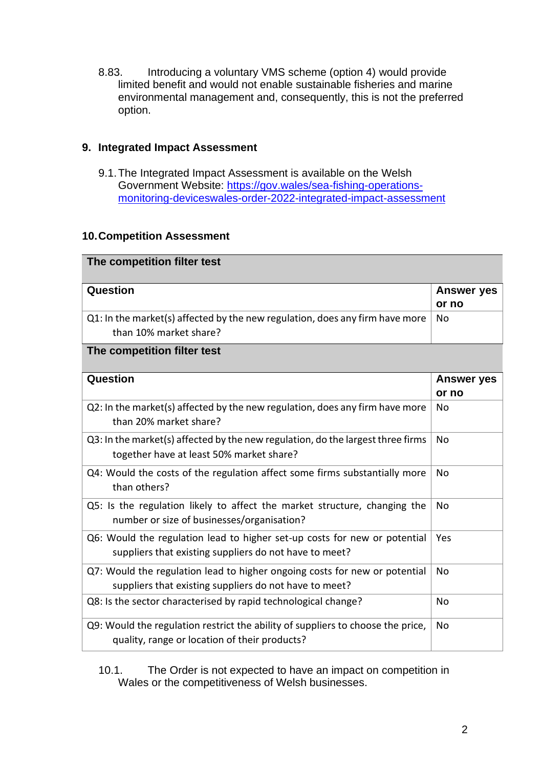8.83. Introducing a voluntary VMS scheme (option 4) would provide limited benefit and would not enable sustainable fisheries and marine environmental management and, consequently, this is not the preferred option.

## 9. Integrated Impact Assessment

9.1. The Integrated Impact Assessment is available on the Welsh Government Website: [https://gov.wales/sea-fishing-operations-monitoring-deviceswales-order-2022-integrated-impact-assessment](https://gov.wales/sea-fishing-operations-monitoring-deviceswales-order-2022-integrated-impact-assessment)

## 10. Competition Assessment

| **The competition filter test** | |
|---|---|
| **Question** | **Answer yes or no** |
| Q1: In the market(s) affected by the new regulation, does any firm have more than 10% market share? | No |
| Q2: In the market(s) affected by the new regulation, does any firm have more than 20% market share? | No |
| Q3: In the market(s) affected by the new regulation, do the largest three firms together have at least 50% market share? | No |
| Q4: Would the costs of the regulation affect some firms substantially more than others? | No |
| Q5: Is the regulation likely to affect the market structure, changing the number or size of businesses/organisation? | No |
| Q6: Would the regulation lead to higher set-up costs for new or potential suppliers that existing suppliers do not have to meet? | Yes |
| Q7: Would the regulation lead to higher ongoing costs for new or potential suppliers that existing suppliers do not have to meet? | No |
| Q8: Is the sector characterised by rapid technological change? | No |
| Q9: Would the regulation restrict the ability of suppliers to choose the price, quality, range or location of their products? | No |

10.1. The Order is not expected to have an impact on competition in Wales or the competitiveness of Welsh businesses.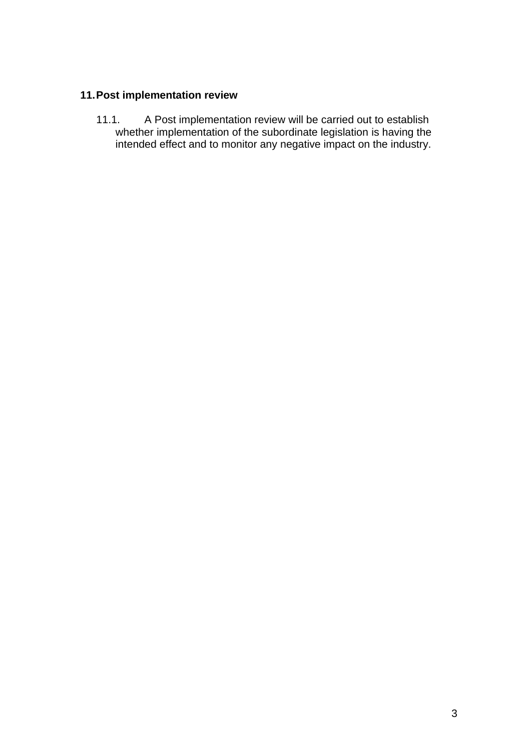## 11. Post implementation review

11.1. A Post implementation review will be carried out to establish whether implementation of the subordinate legislation is having the intended effect and to monitor any negative impact on the industry.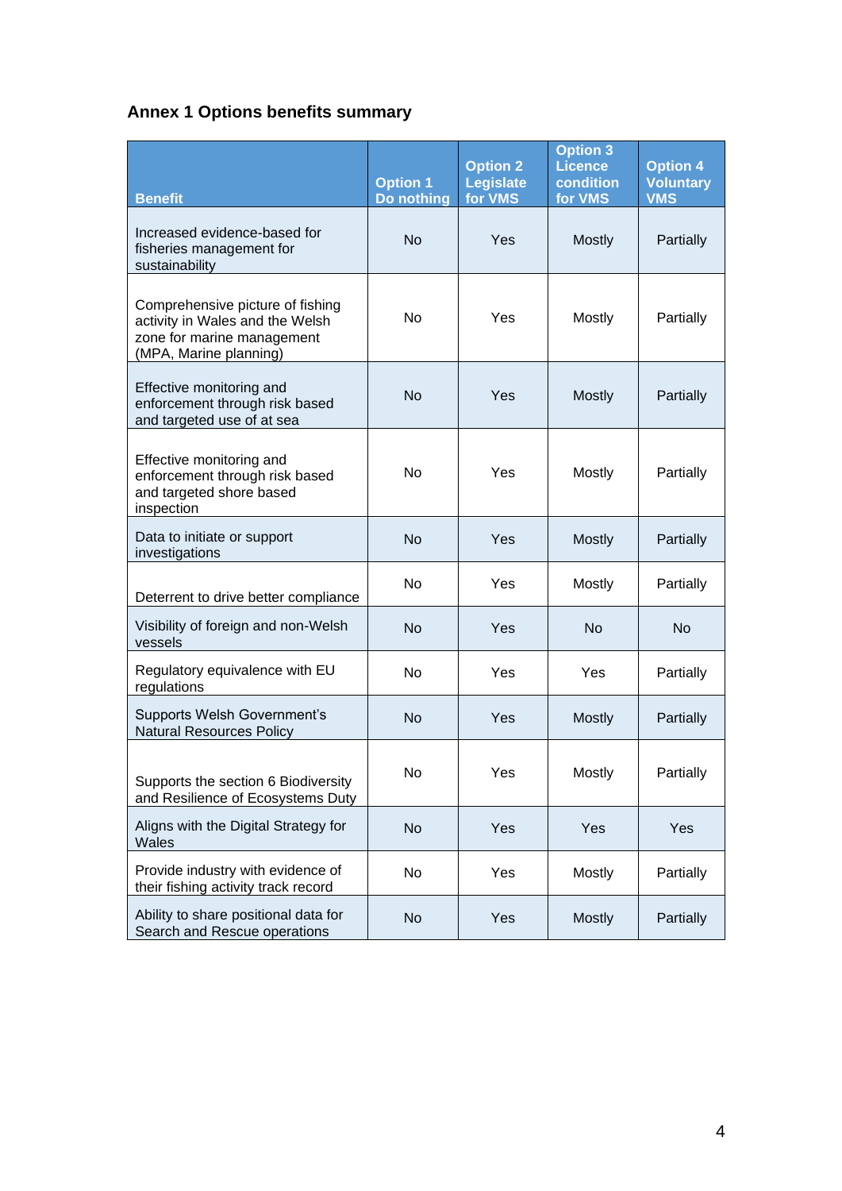### Annex 1 Options benefits summary

| Benefit | Option 1 Do nothing | Option 2 Legislate for VMS | Option 3 Licence condition for VMS | Option 4 Voluntary VMS |
|---|---|---|---|---|
| Increased evidence-based for fisheries management for sustainability | No | Yes | Mostly | Partially |
| Comprehensive picture of fishing activity in Wales and the Welsh zone for marine management (MPA, Marine planning) | No | Yes | Mostly | Partially |
| Effective monitoring and enforcement through risk based and targeted use of at sea | No | Yes | Mostly | Partially |
| Effective monitoring and enforcement through risk based and targeted shore based inspection | No | Yes | Mostly | Partially |
| Data to initiate or support investigations | No | Yes | Mostly | Partially |
| Deterrent to drive better compliance | No | Yes | Mostly | Partially |
| Visibility of foreign and non-Welsh vessels | No | Yes | No | No |
| Regulatory equivalence with EU regulations | No | Yes | Yes | Partially |
| Supports Welsh Government's Natural Resources Policy | No | Yes | Mostly | Partially |
| Supports the section 6 Biodiversity and Resilience of Ecosystems Duty | No | Yes | Mostly | Partially |
| Aligns with the Digital Strategy for Wales | No | Yes | Yes | Yes |
| Provide industry with evidence of their fishing activity track record | No | Yes | Mostly | Partially |
| Ability to share positional data for Search and Rescue operations | No | Yes | Mostly | Partially |